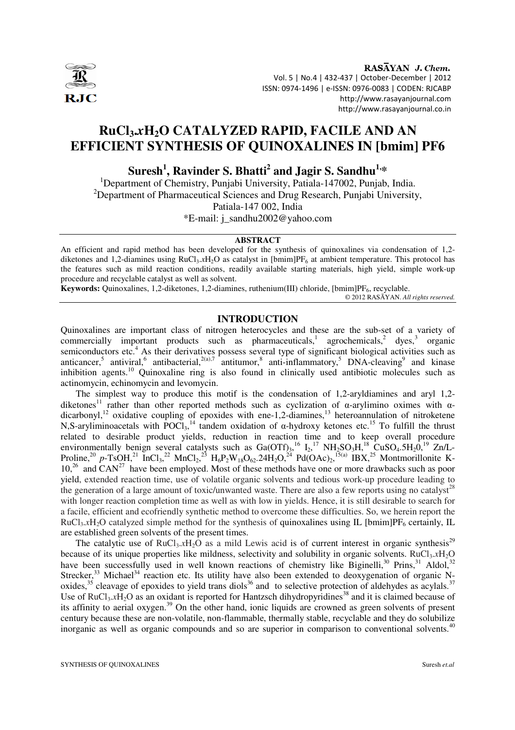# $RuCl_3.xH_2O$ CATALYZED RAPID, FACILE AND AN EFFICIENT SYNTHESIS OF QUINOXALINES IN [bmim] PF6

**Suresh[1], Ravinder S. Bhatti[2] and Jagir S. Sandhu[1,*]**

[1]Department of Chemistry, Punjabi University, Patiala-147002, Punjab, India.
[2]Department of Pharmaceutical Sciences and Drug Research, Punjabi University, Patiala-147 002, India
*E-mail: j_sandhu2002@yahoo.com

## ABSTRACT

An efficient and rapid method has been developed for the synthesis of quinoxalines via condensation of 1,2-diketones and 1,2-diamines using $RuCl_3.xH_2O$ as catalyst in $[bmim]PF_6$ at ambient temperature. This protocol has the features such as mild reaction conditions, readily available starting materials, high yield, simple work-up procedure and recyclable catalyst as well as solvent.

**Keywords:** Quinoxalines, 1,2-diketones, 1,2-diamines, ruthenium(III) chloride, $[bmim]PF_6$, recyclable.

© 2012 RASĀYAN. *All rights reserved.*

## INTRODUCTION

Quinoxalines are important class of nitrogen heterocycles and these are the sub-set of a variety of commercially important products such as pharmaceuticals,[1] agrochemicals,[2] dyes,[3] organic semiconductors etc.[4] As their derivatives possess several type of significant biological activities such as anticancer,[5] antiviral,[6] antibacterial,[2(a),7] antitumor,[8] anti-inflammatory,[5] DNA-cleaving[9] and kinase inhibition agents.[10] Quinoxaline ring is also found in clinically used antibiotic molecules such as actinomycin, echinomycin and levomycin.

The simplest way to produce this motif is the condensation of 1,2-aryldiamines and aryl 1,2-diketones[11] rather than other reported methods such as cyclization of α-arylimino oximes with α-dicarbonyl,[12] oxidative coupling of epoxides with ene-1,2-diamines,[13] heteroannulation of nitroketene N,S-aryliminoacetals with $POCl_3$,[14] tandem oxidation of α-hydroxy ketones etc.[15] To fulfill the thrust related to desirable product yields, reduction in reaction time and to keep overall procedure environmentally benign several catalysts such as $Ga(OTf)_3$,[16] $I_2$,[17] $NH_2SO_3H$,[18] $CuSO_4.5H_20$,[19] Zn/L-Proline,[20] *p*-TsOH,[21] $InCl_3$,[22] $MnCl_2$,[23] $H_6P_2W_{18}O_{62}.24H_2O$,[24] $Pd(OAc)_2$,[15(a)] IBX,[25] Montmorillonite K-10,[26] and CAN[27] have been employed. Most of these methods have one or more drawbacks such as poor yield, extended reaction time, use of volatile organic solvents and tedious work-up procedure leading to the generation of a large amount of toxic/unwanted waste. There are also a few reports using no catalyst[28] with longer reaction completion time as well as with low in yields. Hence, it is still desirable to search for a facile, efficient and ecofriendly synthetic method to overcome these difficulties. So, we herein report the $RuCl_3.xH_2O$ catalyzed simple method for the synthesis of quinoxalines using IL $[bmim]PF_6$ certainly, IL are established green solvents of the present times.

The catalytic use of $RuCl_3.xH_2O$ as a mild Lewis acid is of current interest in organic synthesis[29] because of its unique properties like mildness, selectivity and solubility in organic solvents. $RuCl_3.xH_2O$ have been successfully used in well known reactions of chemistry like Biginelli,[30] Prins,[31] Aldol,[32] Strecker,[33] Michael[34] reaction etc. Its utility have also been extended to deoxygenation of organic N-oxides,[35] cleavage of epoxides to yield trans diols[36] and to selective protection of aldehydes as acylals.[37] Use of $RuCl_3.xH_2O$ as an oxidant is reported for Hantzsch dihydropyridines[38] and it is claimed because of its affinity to aerial oxygen.[39] On the other hand, ionic liquids are crowned as green solvents of present century because these are non-volatile, non-flammable, thermally stable, recyclable and they do solubilize inorganic as well as organic compounds and so are superior in comparison to conventional solvents.[40]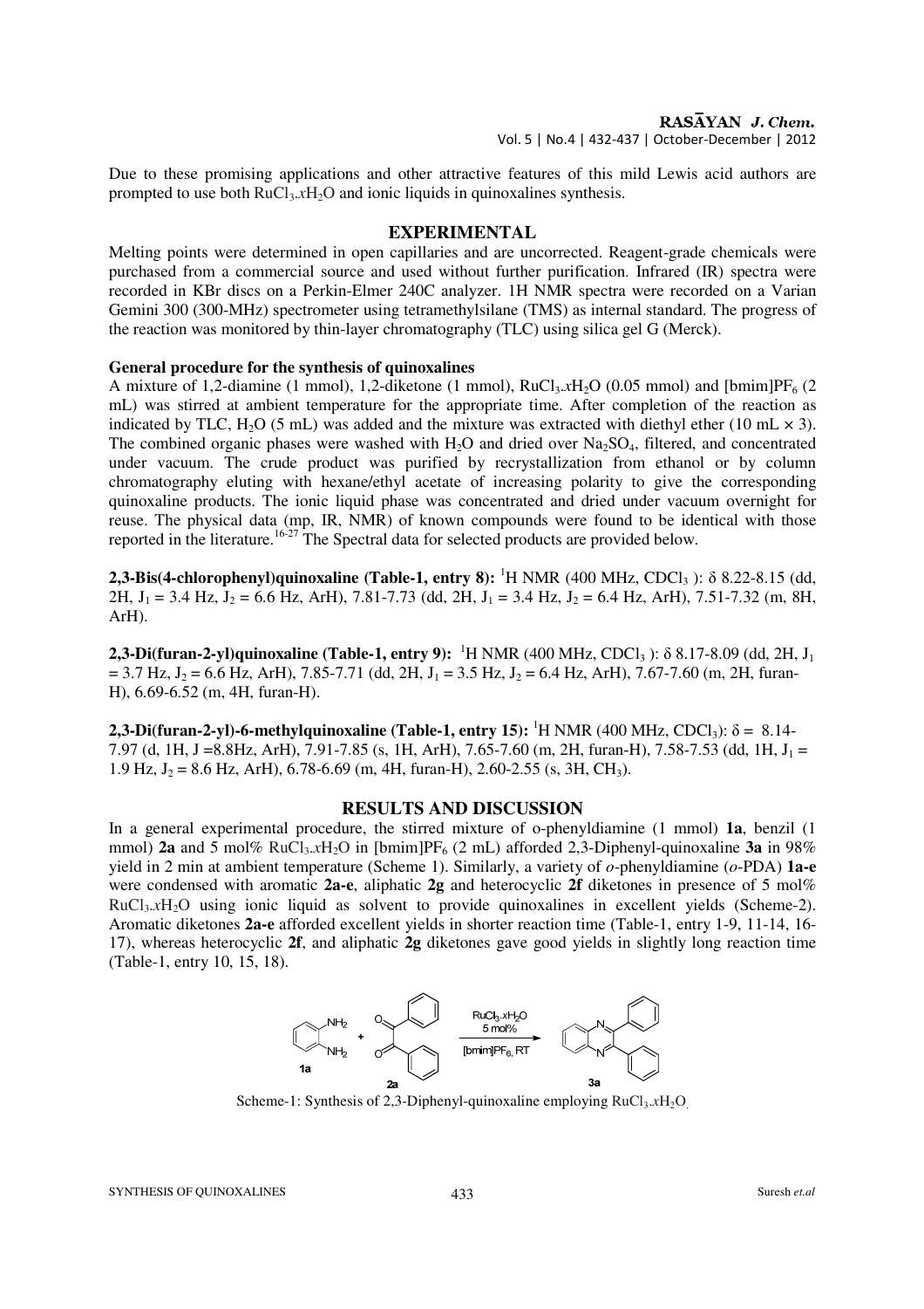Due to these promising applications and other attractive features of this mild Lewis acid authors are prompted to use both $RuCl_3.xH_2O$ and ionic liquids in quinoxalines synthesis.

## EXPERIMENTAL

Melting points were determined in open capillaries and are uncorrected. Reagent-grade chemicals were purchased from a commercial source and used without further purification. Infrared (IR) spectra were recorded in KBr discs on a Perkin-Elmer 240C analyzer. 1H NMR spectra were recorded on a Varian Gemini 300 (300-MHz) spectrometer using tetramethylsilane (TMS) as internal standard. The progress of the reaction was monitored by thin-layer chromatography (TLC) using silica gel G (Merck).

### General procedure for the synthesis of quinoxalines

A mixture of 1,2-diamine (1 mmol), 1,2-diketone (1 mmol), $RuCl_3.xH_2O$ (0.05 mmol) and [bmim]$PF_6$ (2 mL) was stirred at ambient temperature for the appropriate time. After completion of the reaction as indicated by TLC, $H_2O$ (5 mL) was added and the mixture was extracted with diethyl ether (10 mL × 3). The combined organic phases were washed with $H_2O$ and dried over $Na_2SO_4$, filtered, and concentrated under vacuum. The crude product was purified by recrystallization from ethanol or by column chromatography eluting with hexane/ethyl acetate of increasing polarity to give the corresponding quinoxaline products. The ionic liquid phase was concentrated and dried under vacuum overnight for reuse. The physical data (mp, IR, NMR) of known compounds were found to be identical with those reported in the literature.[16-27] The Spectral data for selected products are provided below.

**2,3-Bis(4-chlorophenyl)quinoxaline (Table-1, entry 8):** $^1$H NMR (400 MHz, $CDCl_3$ ): δ 8.22-8.15 (dd, 2H, $J_1$ = 3.4 Hz, $J_2$ = 6.6 Hz, ArH), 7.81-7.73 (dd, 2H, $J_1$ = 3.4 Hz, $J_2$ = 6.4 Hz, ArH), 7.51-7.32 (m, 8H, ArH).

**2,3-Di(furan-2-yl)quinoxaline (Table-1, entry 9):** $^1$H NMR (400 MHz, $CDCl_3$ ): δ 8.17-8.09 (dd, 2H, $J_1$ = 3.7 Hz, $J_2$ = 6.6 Hz, ArH), 7.85-7.71 (dd, 2H, $J_1$ = 3.5 Hz, $J_2$ = 6.4 Hz, ArH), 7.67-7.60 (m, 2H, furan-H), 6.69-6.52 (m, 4H, furan-H).

**2,3-Di(furan-2-yl)-6-methylquinoxaline (Table-1, entry 15):** $^1$H NMR (400 MHz, $CDCl_3$): δ = 8.14-7.97 (d, 1H, J =8.8Hz, ArH), 7.91-7.85 (s, 1H, ArH), 7.65-7.60 (m, 2H, furan-H), 7.58-7.53 (dd, 1H, $J_1$ = 1.9 Hz, $J_2$ = 8.6 Hz, ArH), 6.78-6.69 (m, 4H, furan-H), 2.60-2.55 (s, 3H, $CH_3$).

## RESULTS AND DISCUSSION

In a general experimental procedure, the stirred mixture of o-phenyldiamine (1 mmol) **1a**, benzil (1 mmol) **2a** and 5 mol% $RuCl_3.xH_2O$ in [bmim]$PF_6$ (2 mL) afforded 2,3-Diphenyl-quinoxaline **3a** in 98% yield in 2 min at ambient temperature (Scheme 1). Similarly, a variety of *o*-phenyldiamine (*o*-PDA) **1a-e** were condensed with aromatic **2a-e**, aliphatic **2g** and heterocyclic **2f** diketones in presence of 5 mol% $RuCl_3.xH_2O$ using ionic liquid as solvent to provide quinoxalines in excellent yields (Scheme-2). Aromatic diketones **2a-e** afforded excellent yields in shorter reaction time (Table-1, entry 1-9, 11-14, 16-17), whereas heterocyclic **2f**, and aliphatic **2g** diketones gave good yields in slightly long reaction time (Table-1, entry 10, 15, 18).

Scheme-1: Synthesis of 2,3-Diphenyl-quinoxaline employing $RuCl_3.xH_2O$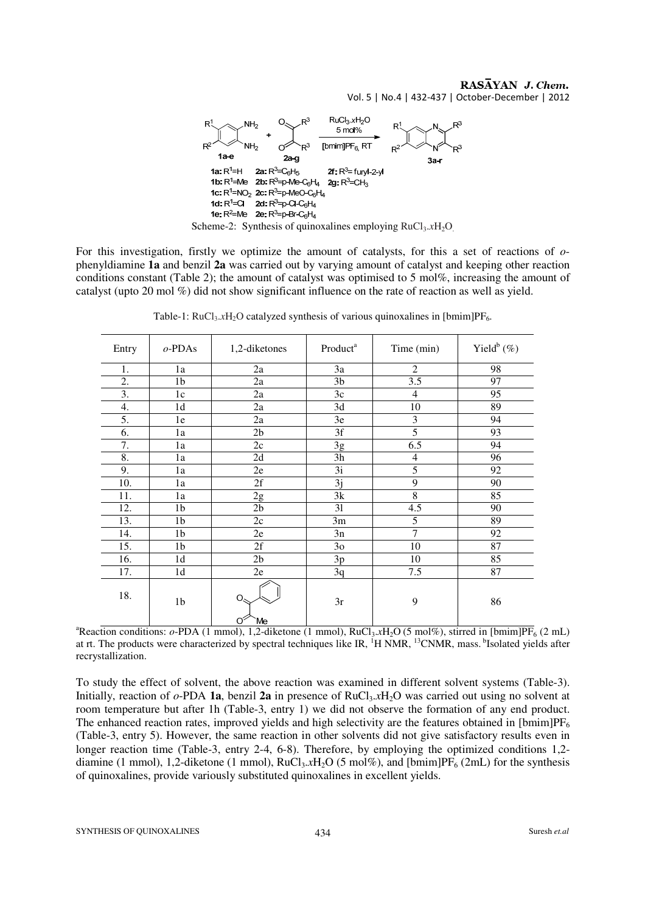1a: $R^1$=H 2a: $R^3$=$C_6H_5$ 2f: $R^3$= furyl-2-yl
1b: $R^1$=Me 2b: $R^3$=p-Me-$C_6H_4$ 2g: $R^3$=$CH_3$
1c: $R^1$=$NO_2$ 2c: $R^3$=p-MeO-$C_6H_4$
1d: $R^1$=Cl 2d: $R^3$=p-Cl-$C_6H_4$
1e: $R^2$=Me 2e: $R^3$=p-Br-$C_6H_4$

Reaction conditions: 1a-e + 2a-g, $RuCl_3.xH_2O$ 5 mol%, [bmim]$PF_6$, RT → 3a-r

Scheme-2: Synthesis of quinoxalines employing $RuCl_3.xH_2O$.

For this investigation, firstly we optimize the amount of catalysts, for this a set of reactions of *o*-phenyldiamine **1a** and benzil **2a** was carried out by varying amount of catalyst and keeping other reaction conditions constant (Table 2); the amount of catalyst was optimised to 5 mol%, increasing the amount of catalyst (upto 20 mol %) did not show significant influence on the rate of reaction as well as yield.

Table-1: $RuCl_3.xH_2O$ catalyzed synthesis of various quinoxalines in [bmim]$PF_6$.

| Entry | *o*-PDAs | 1,2-diketones | Product[a] | Time (min) | Yield[b] (%) |
|---|---|---|---|---|---|
| 1. | 1a | 2a | 3a | 2 | 98 |
| 2. | 1b | 2a | 3b | 3.5 | 97 |
| 3. | 1c | 2a | 3c | 4 | 95 |
| 4. | 1d | 2a | 3d | 10 | 89 |
| 5. | 1e | 2a | 3e | 3 | 94 |
| 6. | 1a | 2b | 3f | 5 | 93 |
| 7. | 1a | 2c | 3g | 6.5 | 94 |
| 8. | 1a | 2d | 3h | 4 | 96 |
| 9. | 1a | 2e | 3i | 5 | 92 |
| 10. | 1a | 2f | 3j | 9 | 90 |
| 11. | 1a | 2g | 3k | 8 | 85 |
| 12. | 1b | 2b | 3l | 4.5 | 90 |
| 13. | 1b | 2c | 3m | 5 | 89 |
| 14. | 1b | 2e | 3n | 7 | 92 |
| 15. | 1b | 2f | 3o | 10 | 87 |
| 16. | 1d | 2b | 3p | 10 | 85 |
| 17. | 1d | 2e | 3q | 7.5 | 87 |
| 18. | 1b | 1-phenylpropane-1,2-dione (Ph-CO-CO-Me) | 3r | 9 | 86 |

[a]Reaction conditions: *o*-PDA (1 mmol), 1,2-diketone (1 mmol), $RuCl_3.xH_2O$ (5 mol%), stirred in [bmim]$PF_6$ (2 mL) at rt. The products were characterized by spectral techniques like IR, $^1H$ NMR, $^{13}$CNMR, mass. [b]Isolated yields after recrystallization.

To study the effect of solvent, the above reaction was examined in different solvent systems (Table-3). Initially, reaction of *o*-PDA **1a**, benzil **2a** in presence of $RuCl_3.xH_2O$ was carried out using no solvent at room temperature but after 1h (Table-3, entry 1) we did not observe the formation of any end product. The enhanced reaction rates, improved yields and high selectivity are the features obtained in [bmim]$PF_6$ (Table-3, entry 5). However, the same reaction in other solvents did not give satisfactory results even in longer reaction time (Table-3, entry 2-4, 6-8). Therefore, by employing the optimized conditions 1,2-diamine (1 mmol), 1,2-diketone (1 mmol), $RuCl_3.xH_2O$ (5 mol%), and [bmim]$PF_6$ (2mL) for the synthesis of quinoxalines, provide variously substituted quinoxalines in excellent yields.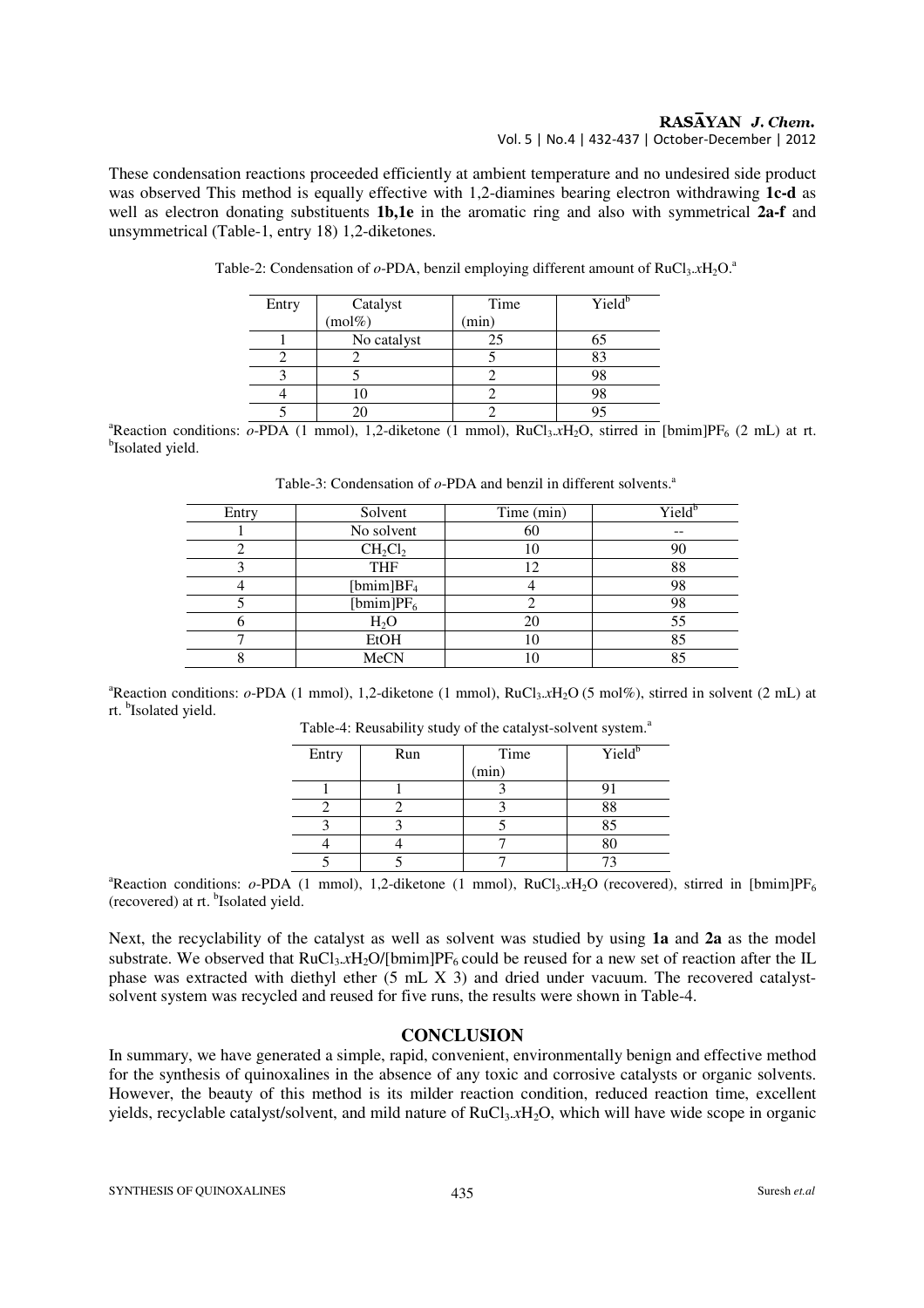These condensation reactions proceeded efficiently at ambient temperature and no undesired side product was observed This method is equally effective with 1,2-diamines bearing electron withdrawing **1c-d** as well as electron donating substituents **1b,1e** in the aromatic ring and also with symmetrical **2a-f** and unsymmetrical (Table-1, entry 18) 1,2-diketones.

Table-2: Condensation of *o*-PDA, benzil employing different amount of $RuCl_3.xH_2O$.[a]

| Entry | Catalyst (mol%) | Time (min) | Yield[b] |
|---|---|---|---|
| 1 | No catalyst | 25 | 65 |
| 2 | 2 | 5 | 83 |
| 3 | 5 | 2 | 98 |
| 4 | 10 | 2 | 98 |
| 5 | 20 | 2 | 95 |

[a]Reaction conditions: *o*-PDA (1 mmol), 1,2-diketone (1 mmol), $RuCl_3.xH_2O$, stirred in [bmim]$PF_6$ (2 mL) at rt. [b]Isolated yield.

Table-3: Condensation of *o*-PDA and benzil in different solvents.[a]

| Entry | Solvent | Time (min) | Yield[b] |
|---|---|---|---|
| 1 | No solvent | 60 | -- |
| 2 | $CH_2Cl_2$ | 10 | 90 |
| 3 | THF | 12 | 88 |
| 4 | [bmim]$BF_4$ | 4 | 98 |
| 5 | [bmim]$PF_6$ | 2 | 98 |
| 6 | $H_2O$ | 20 | 55 |
| 7 | EtOH | 10 | 85 |
| 8 | MeCN | 10 | 85 |

[a]Reaction conditions: *o*-PDA (1 mmol), 1,2-diketone (1 mmol), $RuCl_3.xH_2O$ (5 mol%), stirred in solvent (2 mL) at rt. [b]Isolated yield.

Table-4: Reusability study of the catalyst-solvent system.[a]

| Entry | Run | Time (min) | Yield[b] |
|---|---|---|---|
| 1 | 1 | 3 | 91 |
| 2 | 2 | 3 | 88 |
| 3 | 3 | 5 | 85 |
| 4 | 4 | 7 | 80 |
| 5 | 5 | 7 | 73 |

[a]Reaction conditions: *o*-PDA (1 mmol), 1,2-diketone (1 mmol), $RuCl_3.xH_2O$ (recovered), stirred in [bmim]$PF_6$ (recovered) at rt. [b]Isolated yield.

Next, the recyclability of the catalyst as well as solvent was studied by using **1a** and **2a** as the model substrate. We observed that $RuCl_3.xH_2O$/[bmim]$PF_6$ could be reused for a new set of reaction after the IL phase was extracted with diethyl ether (5 mL X 3) and dried under vacuum. The recovered catalyst-solvent system was recycled and reused for five runs, the results were shown in Table-4.

## CONCLUSION

In summary, we have generated a simple, rapid, convenient, environmentally benign and effective method for the synthesis of quinoxalines in the absence of any toxic and corrosive catalysts or organic solvents. However, the beauty of this method is its milder reaction condition, reduced reaction time, excellent yields, recyclable catalyst/solvent, and mild nature of $RuCl_3.xH_2O$, which will have wide scope in organic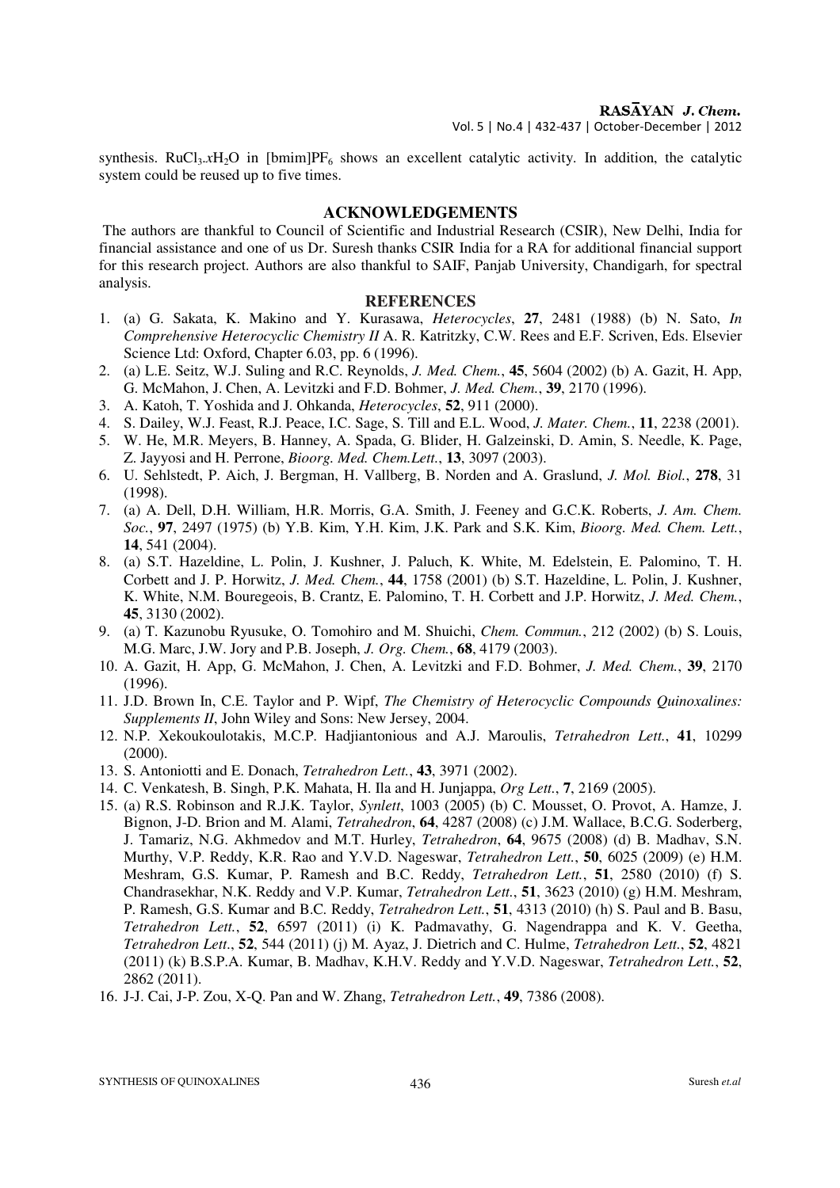synthesis. $RuCl_3.xH_2O$ in [bmim]$PF_6$ shows an excellent catalytic activity. In addition, the catalytic system could be reused up to five times.

## ACKNOWLEDGEMENTS

The authors are thankful to Council of Scientific and Industrial Research (CSIR), New Delhi, India for financial assistance and one of us Dr. Suresh thanks CSIR India for a RA for additional financial support for this research project. Authors are also thankful to SAIF, Panjab University, Chandigarh, for spectral analysis.

## REFERENCES

1. (a) G. Sakata, K. Makino and Y. Kurasawa, *Heterocycles*, **27**, 2481 (1988) (b) N. Sato, *In Comprehensive Heterocyclic Chemistry II* A. R. Katritzky, C.W. Rees and E.F. Scriven, Eds. Elsevier Science Ltd: Oxford, Chapter 6.03, pp. 6 (1996).
2. (a) L.E. Seitz, W.J. Suling and R.C. Reynolds, *J. Med. Chem.*, **45**, 5604 (2002) (b) A. Gazit, H. App, G. McMahon, J. Chen, A. Levitzki and F.D. Bohmer, *J. Med. Chem.*, **39**, 2170 (1996).
3. A. Katoh, T. Yoshida and J. Ohkanda, *Heterocycles*, **52**, 911 (2000).
4. S. Dailey, W.J. Feast, R.J. Peace, I.C. Sage, S. Till and E.L. Wood, *J. Mater. Chem.*, **11**, 2238 (2001).
5. W. He, M.R. Meyers, B. Hanney, A. Spada, G. Blider, H. Galzeinski, D. Amin, S. Needle, K. Page, Z. Jayyosi and H. Perrone, *Bioorg. Med. Chem.Lett.*, **13**, 3097 (2003).
6. U. Sehlstedt, P. Aich, J. Bergman, H. Vallberg, B. Norden and A. Graslund, *J. Mol. Biol.*, **278**, 31 (1998).
7. (a) A. Dell, D.H. William, H.R. Morris, G.A. Smith, J. Feeney and G.C.K. Roberts, *J. Am. Chem. Soc.*, **97**, 2497 (1975) (b) Y.B. Kim, Y.H. Kim, J.K. Park and S.K. Kim, *Bioorg. Med. Chem. Lett.*, **14**, 541 (2004).
8. (a) S.T. Hazeldine, L. Polin, J. Kushner, J. Paluch, K. White, M. Edelstein, E. Palomino, T. H. Corbett and J. P. Horwitz, *J. Med. Chem.*, **44**, 1758 (2001) (b) S.T. Hazeldine, L. Polin, J. Kushner, K. White, N.M. Bouregeois, B. Crantz, E. Palomino, T. H. Corbett and J.P. Horwitz, *J. Med. Chem.*, **45**, 3130 (2002).
9. (a) T. Kazunobu Ryusuke, O. Tomohiro and M. Shuichi, *Chem. Commun.*, 212 (2002) (b) S. Louis, M.G. Marc, J.W. Jory and P.B. Joseph, *J. Org. Chem.*, **68**, 4179 (2003).
10. A. Gazit, H. App, G. McMahon, J. Chen, A. Levitzki and F.D. Bohmer, *J. Med. Chem.*, **39**, 2170 (1996).
11. J.D. Brown In, C.E. Taylor and P. Wipf, *The Chemistry of Heterocyclic Compounds Quinoxalines: Supplements II*, John Wiley and Sons: New Jersey, 2004.
12. N.P. Xekoukoulotakis, M.C.P. Hadjiantonious and A.J. Maroulis, *Tetrahedron Lett.*, **41**, 10299 (2000).
13. S. Antoniotti and E. Donach, *Tetrahedron Lett.*, **43**, 3971 (2002).
14. C. Venkatesh, B. Singh, P.K. Mahata, H. Ila and H. Junjappa, *Org Lett.*, **7**, 2169 (2005).
15. (a) R.S. Robinson and R.J.K. Taylor, *Synlett*, 1003 (2005) (b) C. Mousset, O. Provot, A. Hamze, J. Bignon, J-D. Brion and M. Alami, *Tetrahedron*, **64**, 4287 (2008) (c) J.M. Wallace, B.C.G. Soderberg, J. Tamariz, N.G. Akhmedov and M.T. Hurley, *Tetrahedron*, **64**, 9675 (2008) (d) B. Madhav, S.N. Murthy, V.P. Reddy, K.R. Rao and Y.V.D. Nageswar, *Tetrahedron Lett.*, **50**, 6025 (2009) (e) H.M. Meshram, G.S. Kumar, P. Ramesh and B.C. Reddy, *Tetrahedron Lett.*, **51**, 2580 (2010) (f) S. Chandrasekhar, N.K. Reddy and V.P. Kumar, *Tetrahedron Lett.*, **51**, 3623 (2010) (g) H.M. Meshram, P. Ramesh, G.S. Kumar and B.C. Reddy, *Tetrahedron Lett.*, **51**, 4313 (2010) (h) S. Paul and B. Basu, *Tetrahedron Lett.*, **52**, 6597 (2011) (i) K. Padmavathy, G. Nagendrappa and K. V. Geetha, *Tetrahedron Lett*., **52**, 544 (2011) (j) M. Ayaz, J. Dietrich and C. Hulme, *Tetrahedron Lett*., **52**, 4821 (2011) (k) B.S.P.A. Kumar, B. Madhav, K.H.V. Reddy and Y.V.D. Nageswar, *Tetrahedron Lett.*, **52**, 2862 (2011).
16. J-J. Cai, J-P. Zou, X-Q. Pan and W. Zhang, *Tetrahedron Lett.*, **49**, 7386 (2008).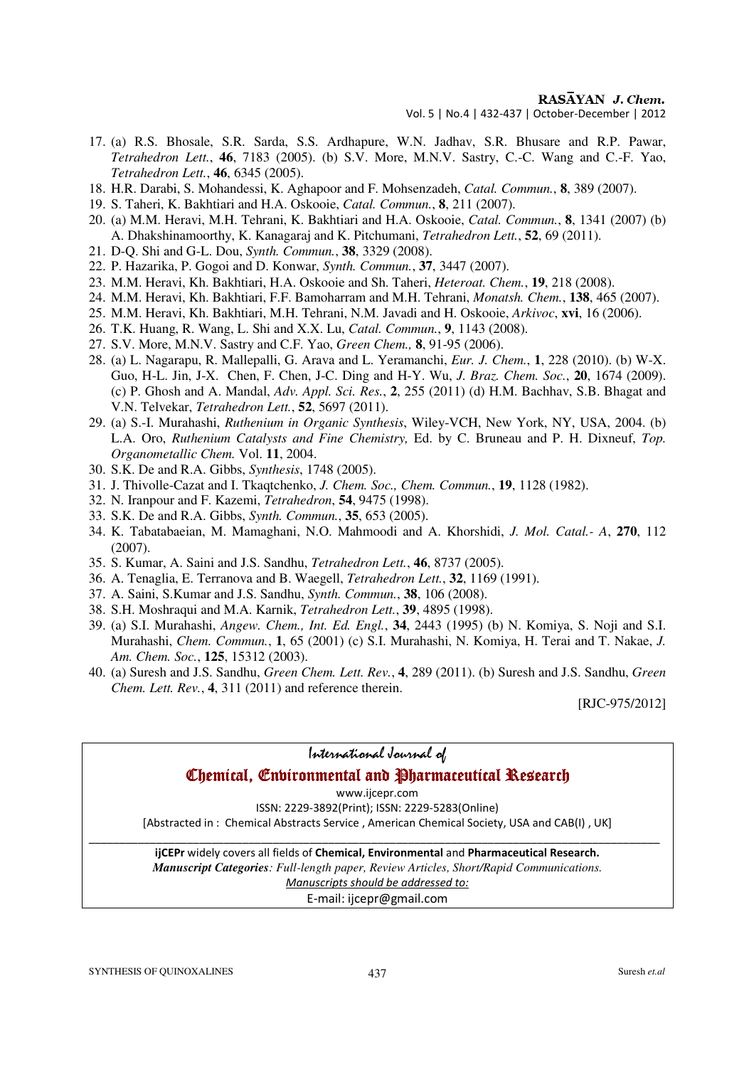17. (a) R.S. Bhosale, S.R. Sarda, S.S. Ardhapure, W.N. Jadhav, S.R. Bhusare and R.P. Pawar, *Tetrahedron Lett.*, **46**, 7183 (2005). (b) S.V. More, M.N.V. Sastry, C.-C. Wang and C.-F. Yao, *Tetrahedron Lett.*, **46**, 6345 (2005).
18. H.R. Darabi, S. Mohandessi, K. Aghapoor and F. Mohsenzadeh, *Catal. Commun.*, **8**, 389 (2007).
19. S. Taheri, K. Bakhtiari and H.A. Oskooie, *Catal. Commun.*, **8**, 211 (2007).
20. (a) M.M. Heravi, M.H. Tehrani, K. Bakhtiari and H.A. Oskooie, *Catal. Commun.*, **8**, 1341 (2007) (b) A. Dhakshinamoorthy, K. Kanagaraj and K. Pitchumani, *Tetrahedron Lett.*, **52**, 69 (2011).
21. D-Q. Shi and G-L. Dou, *Synth. Commun.*, **38**, 3329 (2008).
22. P. Hazarika, P. Gogoi and D. Konwar, *Synth. Commun.*, **37**, 3447 (2007).
23. M.M. Heravi, Kh. Bakhtiari, H.A. Oskooie and Sh. Taheri, *Heteroat. Chem.*, **19**, 218 (2008).
24. M.M. Heravi, Kh. Bakhtiari, F.F. Bamoharram and M.H. Tehrani, *Monatsh. Chem.*, **138**, 465 (2007).
25. M.M. Heravi, Kh. Bakhtiari, M.H. Tehrani, N.M. Javadi and H. Oskooie, *Arkivoc*, **xvi**, 16 (2006).
26. T.K. Huang, R. Wang, L. Shi and X.X. Lu, *Catal. Commun.*, **9**, 1143 (2008).
27. S.V. More, M.N.V. Sastry and C.F. Yao, *Green Chem.,* **8**, 91-95 (2006).
28. (a) L. Nagarapu, R. Mallepalli, G. Arava and L. Yeramanchi, *Eur. J. Chem.*, **1**, 228 (2010). (b) W-X. Guo, H-L. Jin, J-X. Chen, F. Chen, J-C. Ding and H-Y. Wu, *J. Braz. Chem. Soc.*, **20**, 1674 (2009). (c) P. Ghosh and A. Mandal, *Adv. Appl. Sci. Res.*, **2**, 255 (2011) (d) H.M. Bachhav, S.B. Bhagat and V.N. Telvekar, *Tetrahedron Lett.*, **52**, 5697 (2011).
29. (a) S.-I. Murahashi, *Ruthenium in Organic Synthesis*, Wiley-VCH, New York, NY, USA, 2004. (b) L.A. Oro, *Ruthenium Catalysts and Fine Chemistry,* Ed. by C. Bruneau and P. H. Dixneuf, *Top. Organometallic Chem.* Vol. **11**, 2004.
30. S.K. De and R.A. Gibbs, *Synthesis*, 1748 (2005).
31. J. Thivolle-Cazat and I. Tkaqtchenko, *J. Chem. Soc., Chem. Commun.*, **19**, 1128 (1982).
32. N. Iranpour and F. Kazemi, *Tetrahedron*, **54**, 9475 (1998).
33. S.K. De and R.A. Gibbs, *Synth. Commun.*, **35**, 653 (2005).
34. K. Tabatabaeian, M. Mamaghani, N.O. Mahmoodi and A. Khorshidi, *J. Mol. Catal.- A*, **270**, 112 (2007).
35. S. Kumar, A. Saini and J.S. Sandhu, *Tetrahedron Lett.*, **46**, 8737 (2005).
36. A. Tenaglia, E. Terranova and B. Waegell, *Tetrahedron Lett.*, **32**, 1169 (1991).
37. A. Saini, S.Kumar and J.S. Sandhu, *Synth. Commun.*, **38**, 106 (2008).
38. S.H. Moshraqui and M.A. Karnik, *Tetrahedron Lett.*, **39**, 4895 (1998).
39. (a) S.I. Murahashi, *Angew. Chem., Int. Ed. Engl.*, **34**, 2443 (1995) (b) N. Komiya, S. Noji and S.I. Murahashi, *Chem. Commun.*, **1**, 65 (2001) (c) S.I. Murahashi, N. Komiya, H. Terai and T. Nakae, *J. Am. Chem. Soc.*, **125**, 15312 (2003).
40. (a) Suresh and J.S. Sandhu, *Green Chem. Lett. Rev.*, **4**, 289 (2011). (b) Suresh and J.S. Sandhu, *Green Chem. Lett. Rev.*, **4**, 311 (2011) and reference therein.

[RJC-975/2012]

International Journal of

**Chemical, Environmental and Pharmaceutical Research**

www.ijcepr.com

ISSN: 2229-3892(Print); ISSN: 2229-5283(Online)

[Abstracted in : Chemical Abstracts Service , American Chemical Society, USA and CAB(I) , UK]

**ijCEPr** widely covers all fields of **Chemical, Environmental** and **Pharmaceutical Research.**

***Manuscript Categories****: Full-length paper, Review Articles, Short/Rapid Communications.*

*Manuscripts should be addressed to:*

E-mail: ijcepr@gmail.com